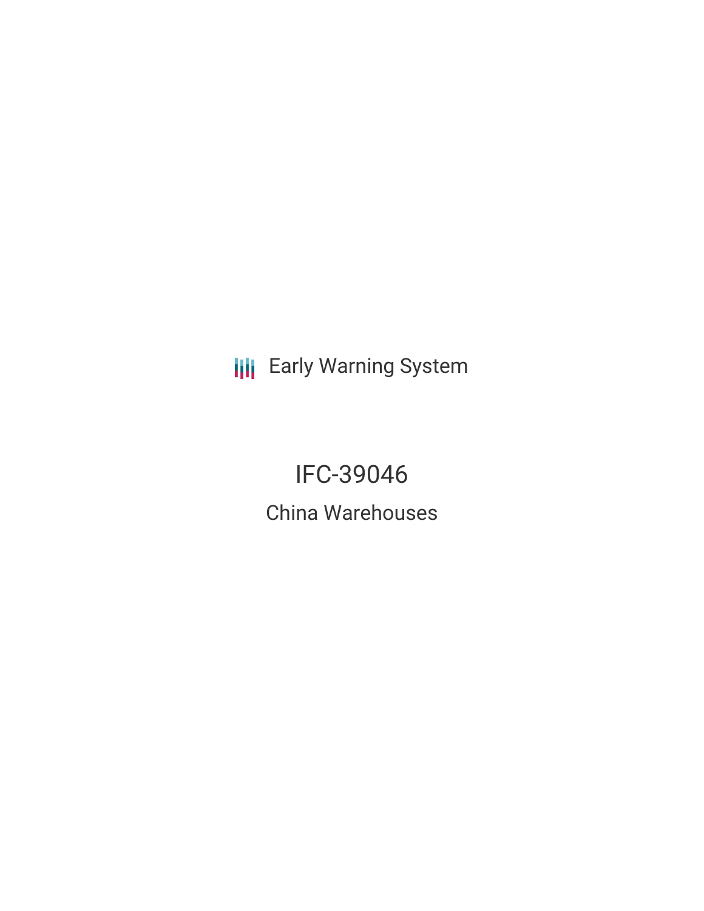Early Warning System

# IFC-39046

## China Warehouses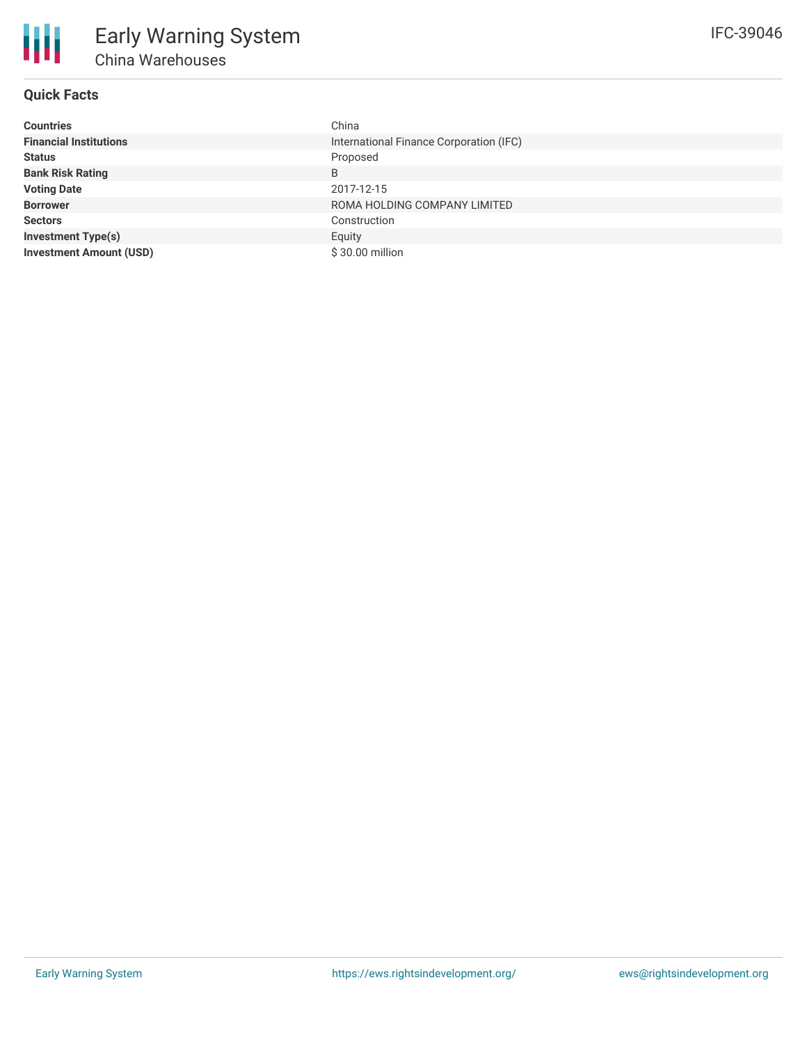# Early Warning System

## China Warehouses

IFC-39046

### Quick Facts

| | |
|---|---|
| **Countries** | China |
| **Financial Institutions** | International Finance Corporation (IFC) |
| **Status** | Proposed |
| **Bank Risk Rating** | B |
| **Voting Date** | 2017-12-15 |
| **Borrower** | ROMA HOLDING COMPANY LIMITED |
| **Sectors** | Construction |
| **Investment Type(s)** | Equity |
| **Investment Amount (USD)** | $ 30.00 million |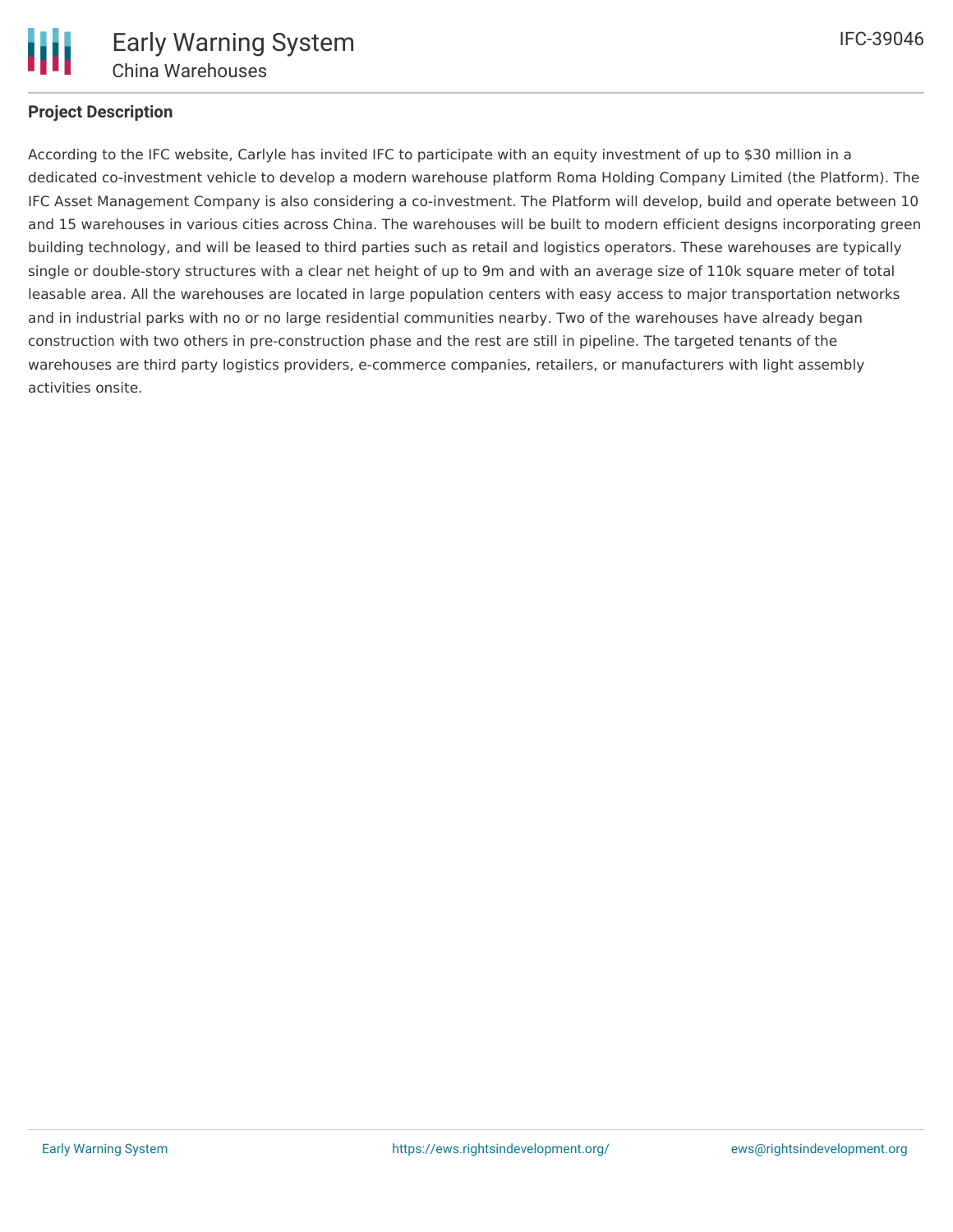## Project Description

According to the IFC website, Carlyle has invited IFC to participate with an equity investment of up to $30 million in a dedicated co-investment vehicle to develop a modern warehouse platform Roma Holding Company Limited (the Platform). The IFC Asset Management Company is also considering a co-investment. The Platform will develop, build and operate between 10 and 15 warehouses in various cities across China. The warehouses will be built to modern efficient designs incorporating green building technology, and will be leased to third parties such as retail and logistics operators. These warehouses are typically single or double-story structures with a clear net height of up to 9m and with an average size of 110k square meter of total leasable area. All the warehouses are located in large population centers with easy access to major transportation networks and in industrial parks with no or no large residential communities nearby. Two of the warehouses have already began construction with two others in pre-construction phase and the rest are still in pipeline. The targeted tenants of the warehouses are third party logistics providers, e-commerce companies, retailers, or manufacturers with light assembly activities onsite.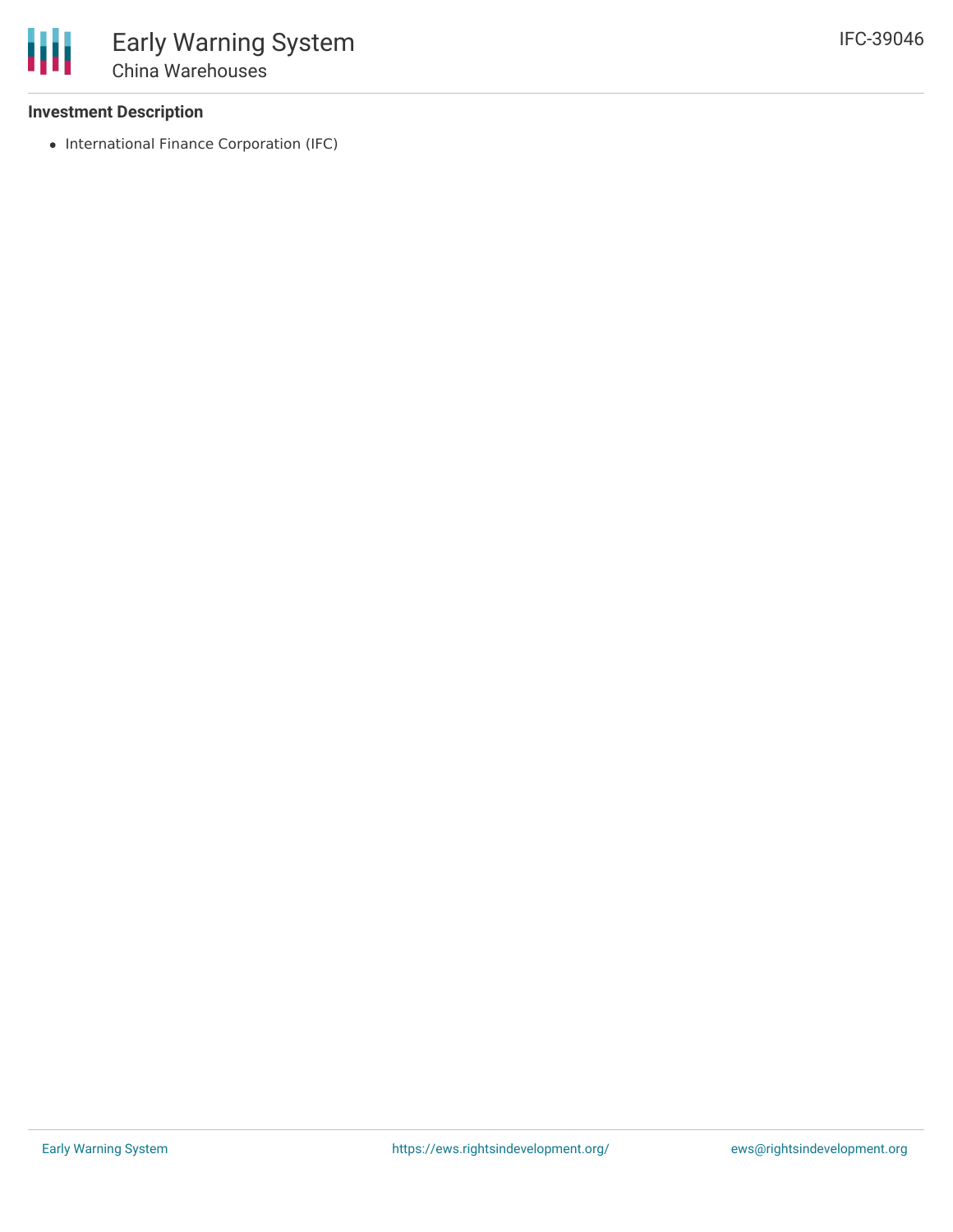### Investment Description

- International Finance Corporation (IFC)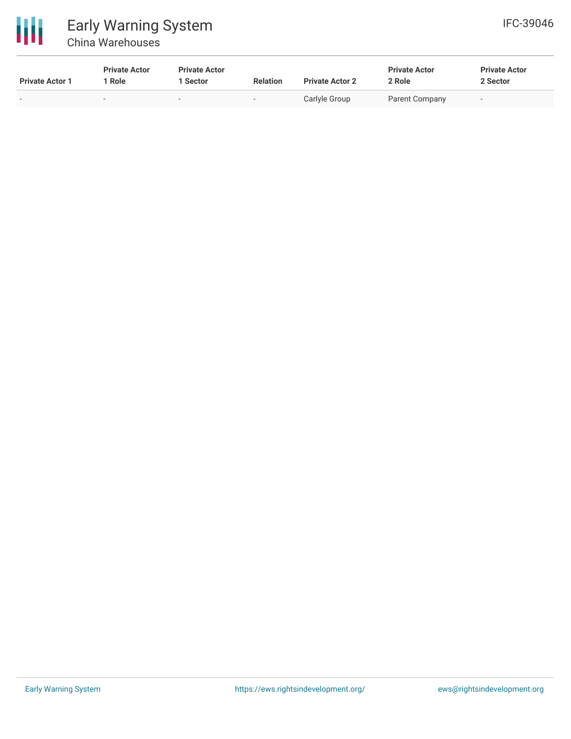| Private Actor 1 | Private Actor 1 Role | Private Actor 1 Sector | Relation | Private Actor 2 | Private Actor 2 Role | Private Actor 2 Sector |
|---|---|---|---|---|---|---|
| - | - | - | - | Carlyle Group | Parent Company | - |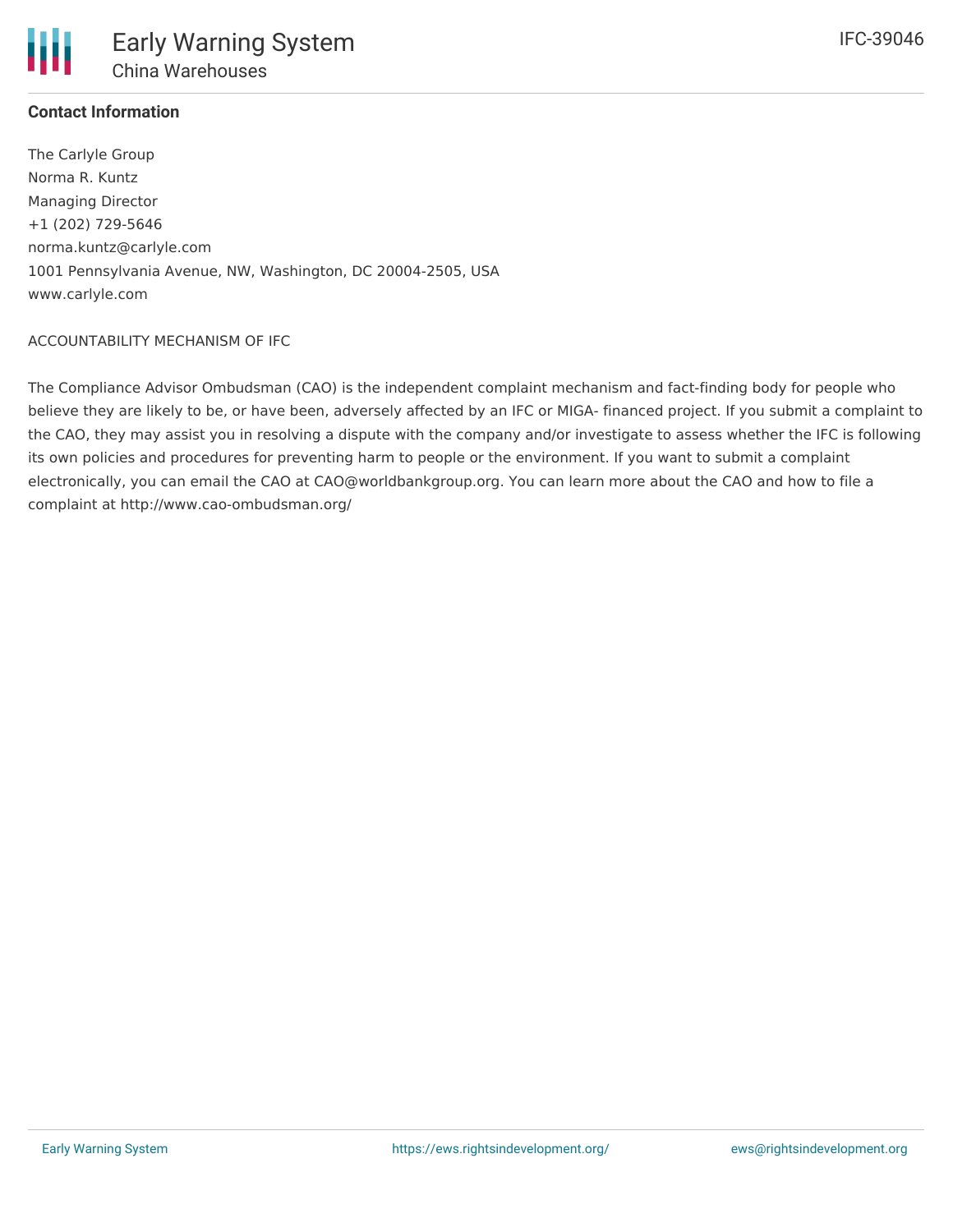**Contact Information**

The Carlyle Group
Norma R. Kuntz
Managing Director
+1 (202) 729-5646
norma.kuntz@carlyle.com
1001 Pennsylvania Avenue, NW, Washington, DC 20004-2505, USA
www.carlyle.com

ACCOUNTABILITY MECHANISM OF IFC

The Compliance Advisor Ombudsman (CAO) is the independent complaint mechanism and fact-finding body for people who believe they are likely to be, or have been, adversely affected by an IFC or MIGA- financed project. If you submit a complaint to the CAO, they may assist you in resolving a dispute with the company and/or investigate to assess whether the IFC is following its own policies and procedures for preventing harm to people or the environment. If you want to submit a complaint electronically, you can email the CAO at CAO@worldbankgroup.org. You can learn more about the CAO and how to file a complaint at http://www.cao-ombudsman.org/